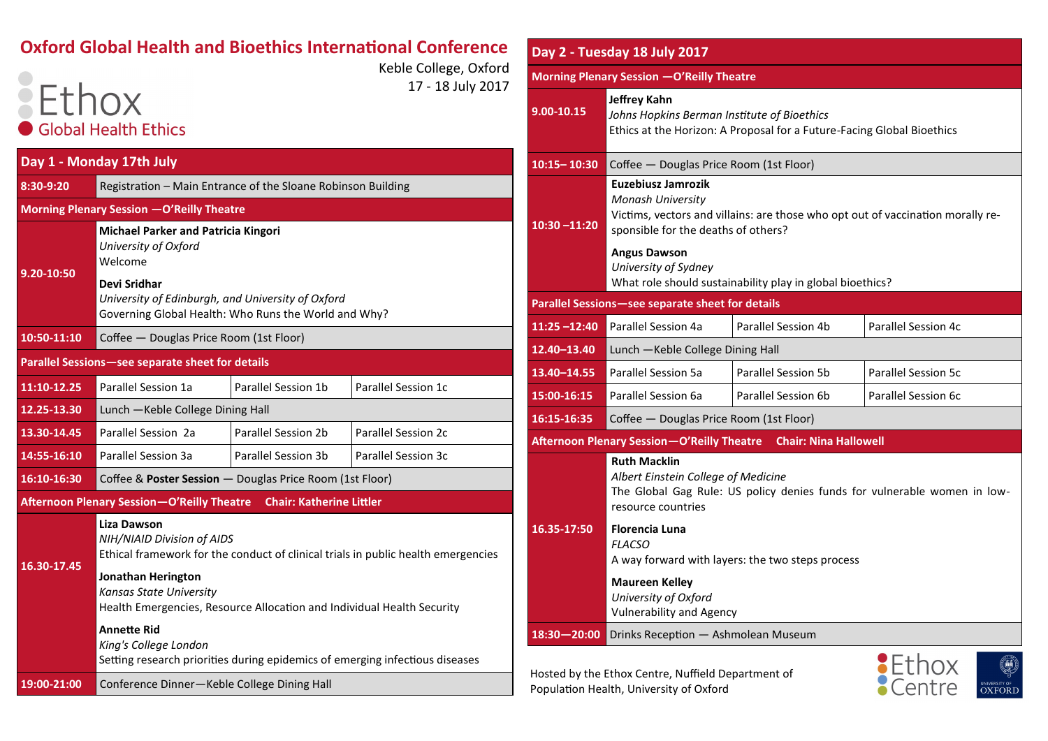# Oxford Global Health and Bioethics International Conference

Ethox
Global Health Ethics

Keble College, Oxford
17 - 18 July 2017

## Day 1 - Monday 17th July

| Time | | | |
|---|---|---|---|
| 8:30-9:20 | Registration – Main Entrance of the Sloane Robinson Building | | |
| **Morning Plenary Session —O'Reilly Theatre** | | | |
| 9.20-10:50 | **Michael Parker and Patricia Kingori**<br>*University of Oxford*<br>Welcome<br>**Devi Sridhar**<br>*University of Edinburgh, and University of Oxford*<br>Governing Global Health: Who Runs the World and Why? | | |
| 10:50-11:10 | Coffee — Douglas Price Room (1st Floor) | | |
| **Parallel Sessions—see separate sheet for details** | | | |
| 11:10-12.25 | Parallel Session 1a | Parallel Session 1b | Parallel Session 1c |
| 12.25-13.30 | Lunch —Keble College Dining Hall | | |
| 13.30-14.45 | Parallel Session 2a | Parallel Session 2b | Parallel Session 2c |
| 14:55-16:10 | Parallel Session 3a | Parallel Session 3b | Parallel Session 3c |
| 16:10-16:30 | Coffee & **Poster Session** — Douglas Price Room (1st Floor) | | |
| **Afternoon Plenary Session—O'Reilly Theatre Chair: Katherine Littler** | | | |
| 16.30-17.45 | **Liza Dawson**<br>*NIH/NIAID Division of AIDS*<br>Ethical framework for the conduct of clinical trials in public health emergencies<br>**Jonathan Herington**<br>*Kansas State University*<br>Health Emergencies, Resource Allocation and Individual Health Security<br>**Annette Rid**<br>*King's College London*<br>Setting research priorities during epidemics of emerging infectious diseases | | |
| 19:00-21:00 | Conference Dinner—Keble College Dining Hall | | |

## Day 2 - Tuesday 18 July 2017

| Time | | | |
|---|---|---|---|
| **Morning Plenary Session —O'Reilly Theatre** | | | |
| 9.00-10.15 | **Jeffrey Kahn**<br>*Johns Hopkins Berman Institute of Bioethics*<br>Ethics at the Horizon: A Proposal for a Future-Facing Global Bioethics | | |
| 10:15– 10:30 | Coffee — Douglas Price Room (1st Floor) | | |
| 10:30 –11:20 | **Euzebiusz Jamrozik**<br>*Monash University*<br>Victims, vectors and villains: are those who opt out of vaccination morally responsible for the deaths of others?<br>**Angus Dawson**<br>*University of Sydney*<br>What role should sustainability play in global bioethics? | | |
| **Parallel Sessions—see separate sheet for details** | | | |
| 11:25 –12:40 | Parallel Session 4a | Parallel Session 4b | Parallel Session 4c |
| 12.40–13.40 | Lunch —Keble College Dining Hall | | |
| 13.40–14.55 | Parallel Session 5a | Parallel Session 5b | Parallel Session 5c |
| 15:00-16:15 | Parallel Session 6a | Parallel Session 6b | Parallel Session 6c |
| 16:15-16:35 | Coffee — Douglas Price Room (1st Floor) | | |
| **Afternoon Plenary Session—O'Reilly Theatre Chair: Nina Hallowell** | | | |
| 16.35-17:50 | **Ruth Macklin**<br>*Albert Einstein College of Medicine*<br>The Global Gag Rule: US policy denies funds for vulnerable women in low-resource countries<br>**Florencia Luna**<br>*FLACSO*<br>A way forward with layers: the two steps process<br>**Maureen Kelley**<br>*University of Oxford*<br>Vulnerability and Agency | | |
| 18:30—20:00 | Drinks Reception — Ashmolean Museum | | |

Hosted by the Ethox Centre, Nuffield Department of Population Health, University of Oxford

Ethox Centre

University of Oxford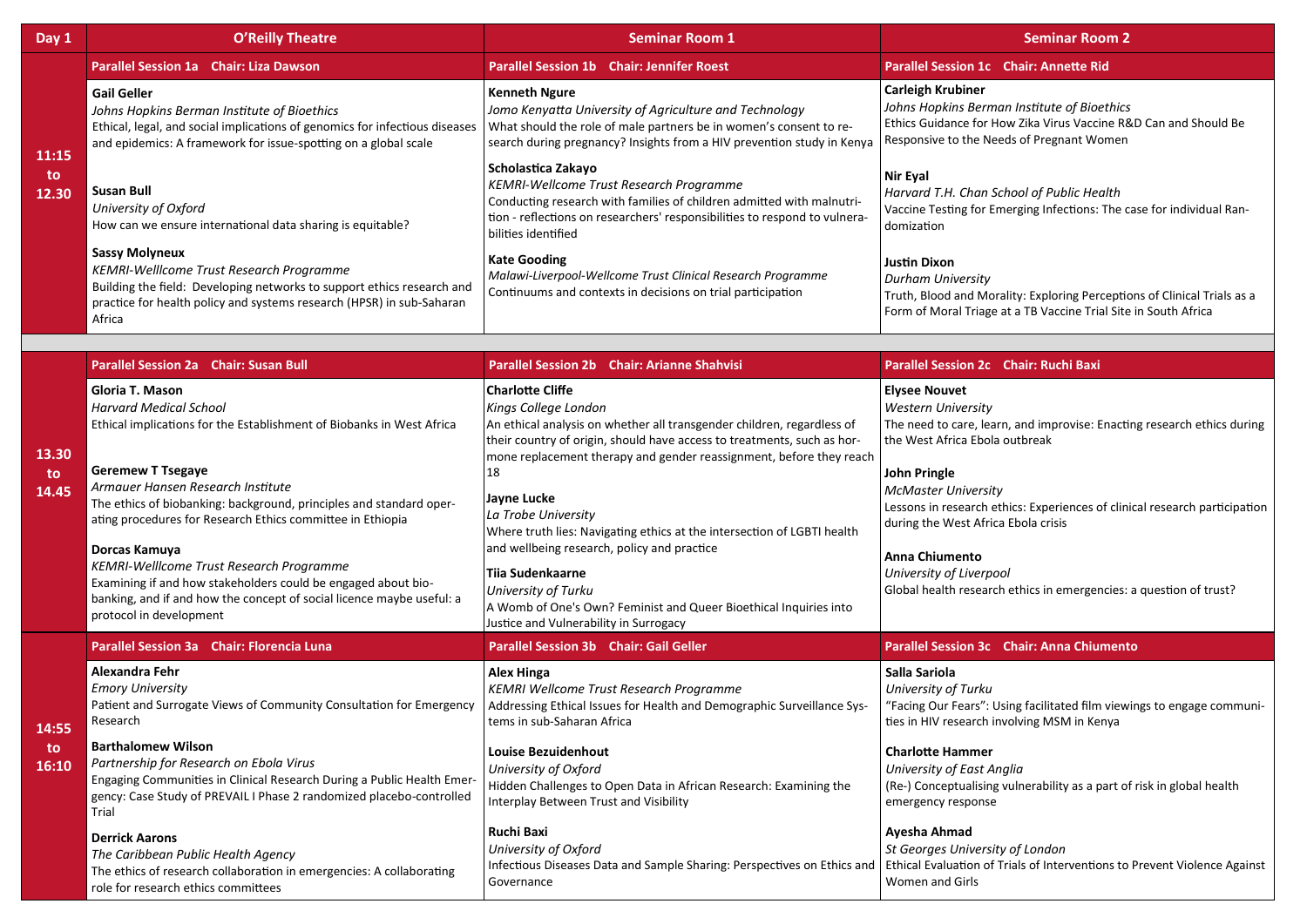| Day 1 | O'Reilly Theatre | Seminar Room 1 | Seminar Room 2 |
|---|---|---|---|
| | **Parallel Session 1a Chair: Liza Dawson** | **Parallel Session 1b Chair: Jennifer Roest** | **Parallel Session 1c Chair: Annette Rid** |
| **11:15 to 12.30** | **Gail Geller**<br>*Johns Hopkins Berman Institute of Bioethics*<br>Ethical, legal, and social implications of genomics for infectious diseases and epidemics: A framework for issue-spotting on a global scale<br><br>**Susan Bull**<br>*University of Oxford*<br>How can we ensure international data sharing is equitable?<br><br>**Sassy Molyneux**<br>*KEMRI-Welllcome Trust Research Programme*<br>Building the field: Developing networks to support ethics research and practice for health policy and systems research (HPSR) in sub-Saharan Africa | **Kenneth Ngure**<br>*Jomo Kenyatta University of Agriculture and Technology*<br>What should the role of male partners be in women's consent to research during pregnancy? Insights from a HIV prevention study in Kenya<br><br>**Scholastica Zakayo**<br>*KEMRI-Wellcome Trust Research Programme*<br>Conducting research with families of children admitted with malnutrition - reflections on researchers' responsibilities to respond to vulnerabilities identified<br><br>**Kate Gooding**<br>*Malawi-Liverpool-Wellcome Trust Clinical Research Programme*<br>Continuums and contexts in decisions on trial participation | **Carleigh Krubiner**<br>*Johns Hopkins Berman Institute of Bioethics*<br>Ethics Guidance for How Zika Virus Vaccine R&D Can and Should Be Responsive to the Needs of Pregnant Women<br><br>**Nir Eyal**<br>*Harvard T.H. Chan School of Public Health*<br>Vaccine Testing for Emerging Infections: The case for individual Randomization<br><br>**Justin Dixon**<br>*Durham University*<br>Truth, Blood and Morality: Exploring Perceptions of Clinical Trials as a Form of Moral Triage at a TB Vaccine Trial Site in South Africa |
| | **Parallel Session 2a Chair: Susan Bull** | **Parallel Session 2b Chair: Arianne Shahvisi** | **Parallel Session 2c Chair: Ruchi Baxi** |
| **13.30 to 14.45** | **Gloria T. Mason**<br>*Harvard Medical School*<br>Ethical implications for the Establishment of Biobanks in West Africa<br><br>**Geremew T Tsegaye**<br>*Armauer Hansen Research Institute*<br>The ethics of biobanking: background, principles and standard operating procedures for Research Ethics committee in Ethiopia<br><br>**Dorcas Kamuya**<br>*KEMRI-Welllcome Trust Research Programme*<br>Examining if and how stakeholders could be engaged about biobanking, and if and how the concept of social licence maybe useful: a protocol in development | **Charlotte Cliffe**<br>*Kings College London*<br>An ethical analysis on whether all transgender children, regardless of their country of origin, should have access to treatments, such as hormone replacement therapy and gender reassignment, before they reach 18<br><br>**Jayne Lucke**<br>*La Trobe University*<br>Where truth lies: Navigating ethics at the intersection of LGBTI health and wellbeing research, policy and practice<br><br>**Tiia Sudenkaarne**<br>*University of Turku*<br>A Womb of One's Own? Feminist and Queer Bioethical Inquiries into Justice and Vulnerability in Surrogacy | **Elysee Nouvet**<br>*Western University*<br>The need to care, learn, and improvise: Enacting research ethics during the West Africa Ebola outbreak<br><br>**John Pringle**<br>*McMaster University*<br>Lessons in research ethics: Experiences of clinical research participation during the West Africa Ebola crisis<br><br>**Anna Chiumento**<br>*University of Liverpool*<br>Global health research ethics in emergencies: a question of trust? |
| | **Parallel Session 3a Chair: Florencia Luna** | **Parallel Session 3b Chair: Gail Geller** | **Parallel Session 3c Chair: Anna Chiumento** |
| **14:55 to 16:10** | **Alexandra Fehr**<br>*Emory University*<br>Patient and Surrogate Views of Community Consultation for Emergency Research<br><br>**Barthalomew Wilson**<br>*Partnership for Research on Ebola Virus*<br>Engaging Communities in Clinical Research During a Public Health Emergency: Case Study of PREVAIL I Phase 2 randomized placebo-controlled Trial<br><br>**Derrick Aarons**<br>*The Caribbean Public Health Agency*<br>The ethics of research collaboration in emergencies: A collaborating role for research ethics committees | **Alex Hinga**<br>*KEMRI Wellcome Trust Research Programme*<br>Addressing Ethical Issues for Health and Demographic Surveillance Systems in sub-Saharan Africa<br><br>**Louise Bezuidenhout**<br>*University of Oxford*<br>Hidden Challenges to Open Data in African Research: Examining the Interplay Between Trust and Visibility<br><br>**Ruchi Baxi**<br>*University of Oxford*<br>Infectious Diseases Data and Sample Sharing: Perspectives on Ethics and Governance | **Salla Sariola**<br>*University of Turku*<br>"Facing Our Fears": Using facilitated film viewings to engage communities in HIV research involving MSM in Kenya<br><br>**Charlotte Hammer**<br>*University of East Anglia*<br>(Re-) Conceptualising vulnerability as a part of risk in global health emergency response<br><br>**Ayesha Ahmad**<br>*St Georges University of London*<br>Ethical Evaluation of Trials of Interventions to Prevent Violence Against Women and Girls |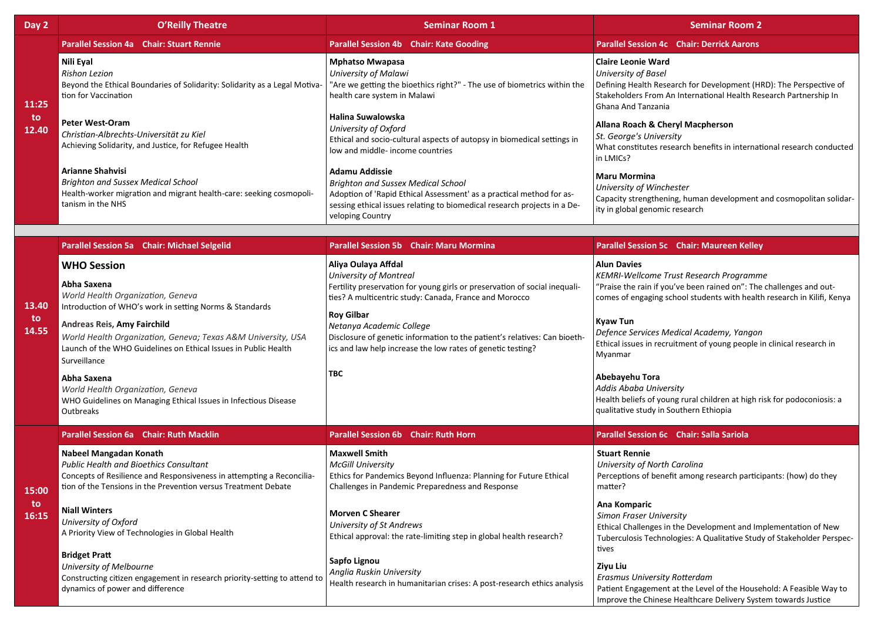| Day 2 | O'Reilly Theatre | Seminar Room 1 | Seminar Room 2 |
|---|---|---|---|
| | **Parallel Session 4a Chair: Stuart Rennie** | **Parallel Session 4b Chair: Kate Gooding** | **Parallel Session 4c Chair: Derrick Aarons** |
| **11:25 to 12.40** | **Nili Eyal**<br>*Rishon Lezion*<br>Beyond the Ethical Boundaries of Solidarity: Solidarity as a Legal Motivation for Vaccination<br><br>**Peter West-Oram**<br>*Christian-Albrechts-Universität zu Kiel*<br>Achieving Solidarity, and Justice, for Refugee Health<br><br>**Arianne Shahvisi**<br>*Brighton and Sussex Medical School*<br>Health-worker migration and migrant health-care: seeking cosmopolitanism in the NHS | **Mphatso Mwapasa**<br>*University of Malawi*<br>"Are we getting the bioethics right?" - The use of biometrics within the health care system in Malawi<br><br>**Halina Suwalowska**<br>*University of Oxford*<br>Ethical and socio-cultural aspects of autopsy in biomedical settings in low and middle- income countries<br><br>**Adamu Addissie**<br>*Brighton and Sussex Medical School*<br>Adoption of 'Rapid Ethical Assessment' as a practical method for assessing ethical issues relating to biomedical research projects in a Developing Country | **Claire Leonie Ward**<br>*University of Basel*<br>Defining Health Research for Development (HRD): The Perspective of Stakeholders From An International Health Research Partnership In Ghana And Tanzania<br><br>**Allana Roach & Cheryl Macpherson**<br>*St. George's University*<br>What constitutes research benefits in international research conducted in LMICs?<br><br>**Maru Mormina**<br>*University of Winchester*<br>Capacity strengthening, human development and cosmopolitan solidarity in global genomic research |
| | **Parallel Session 5a Chair: Michael Selgelid** | **Parallel Session 5b Chair: Maru Mormina** | **Parallel Session 5c Chair: Maureen Kelley** |
| **13.40 to 14.55** | **WHO Session**<br><br>**Abha Saxena**<br>*World Health Organization, Geneva*<br>Introduction of WHO's work in setting Norms & Standards<br><br>**Andreas Reis, Amy Fairchild**<br>*World Health Organization, Geneva; Texas A&M University, USA*<br>Launch of the WHO Guidelines on Ethical Issues in Public Health Surveillance<br><br>**Abha Saxena**<br>*World Health Organization, Geneva*<br>WHO Guidelines on Managing Ethical Issues in Infectious Disease Outbreaks | **Aliya Oulaya Affdal**<br>*University of Montreal*<br>Fertility preservation for young girls or preservation of social inequalities? A multicentric study: Canada, France and Morocco<br><br>**Roy Gilbar**<br>*Netanya Academic College*<br>Disclosure of genetic information to the patient's relatives: Can bioethics and law help increase the low rates of genetic testing?<br><br>**TBC** | **Alun Davies**<br>*KEMRI-Wellcome Trust Research Programme*<br>"Praise the rain if you've been rained on": The challenges and outcomes of engaging school students with health research in Kilifi, Kenya<br><br>**Kyaw Tun**<br>*Defence Services Medical Academy, Yangon*<br>Ethical issues in recruitment of young people in clinical research in Myanmar<br><br>**Abebayehu Tora**<br>*Addis Ababa University*<br>Health beliefs of young rural children at high risk for podoconiosis: a qualitative study in Southern Ethiopia |
| | **Parallel Session 6a Chair: Ruth Macklin** | **Parallel Session 6b Chair: Ruth Horn** | **Parallel Session 6c Chair: Salla Sariola** |
| **15:00 to 16:15** | **Nabeel Mangadan Konath**<br>*Public Health and Bioethics Consultant*<br>Concepts of Resilience and Responsiveness in attempting a Reconciliation of the Tensions in the Prevention versus Treatment Debate<br><br>**Niall Winters**<br>*University of Oxford*<br>A Priority View of Technologies in Global Health<br><br>**Bridget Pratt**<br>*University of Melbourne*<br>Constructing citizen engagement in research priority-setting to attend to dynamics of power and difference | **Maxwell Smith**<br>*McGill University*<br>Ethics for Pandemics Beyond Influenza: Planning for Future Ethical Challenges in Pandemic Preparedness and Response<br><br>**Morven C Shearer**<br>*University of St Andrews*<br>Ethical approval: the rate-limiting step in global health research?<br><br>**Sapfo Lignou**<br>*Anglia Ruskin University*<br>Health research in humanitarian crises: A post-research ethics analysis | **Stuart Rennie**<br>*University of North Carolina*<br>Perceptions of benefit among research participants: (how) do they matter?<br><br>**Ana Komparic**<br>*Simon Fraser University*<br>Ethical Challenges in the Development and Implementation of New Tuberculosis Technologies: A Qualitative Study of Stakeholder Perspectives<br><br>**Ziyu Liu**<br>*Erasmus University Rotterdam*<br>Patient Engagement at the Level of the Household: A Feasible Way to Improve the Chinese Healthcare Delivery System towards Justice |